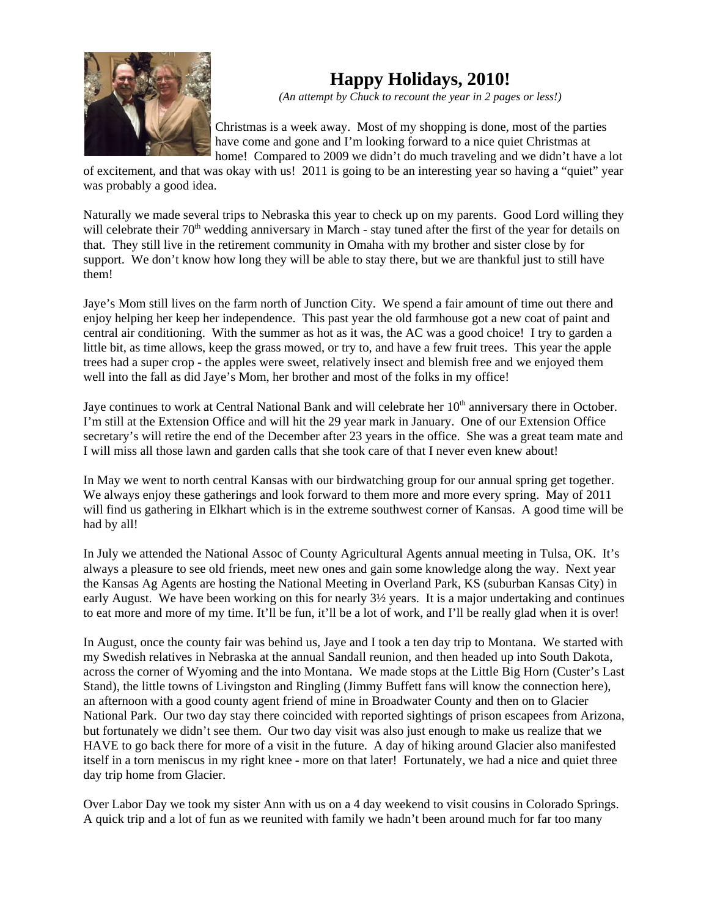# Happy Holidays, 2010!

*(An attempt by Chuck to recount the year in 2 pages or less!)*

Christmas is a week away. Most of my shopping is done, most of the parties have come and gone and I'm looking forward to a nice quiet Christmas at home! Compared to 2009 we didn't do much traveling and we didn't have a lot of excitement, and that was okay with us! 2011 is going to be an interesting year so having a "quiet" year was probably a good idea.

Naturally we made several trips to Nebraska this year to check up on my parents. Good Lord willing they will celebrate their 70th wedding anniversary in March - stay tuned after the first of the year for details on that. They still live in the retirement community in Omaha with my brother and sister close by for support. We don't know how long they will be able to stay there, but we are thankful just to still have them!

Jaye's Mom still lives on the farm north of Junction City. We spend a fair amount of time out there and enjoy helping her keep her independence. This past year the old farmhouse got a new coat of paint and central air conditioning. With the summer as hot as it was, the AC was a good choice! I try to garden a little bit, as time allows, keep the grass mowed, or try to, and have a few fruit trees. This year the apple trees had a super crop - the apples were sweet, relatively insect and blemish free and we enjoyed them well into the fall as did Jaye's Mom, her brother and most of the folks in my office!

Jaye continues to work at Central National Bank and will celebrate her 10th anniversary there in October. I'm still at the Extension Office and will hit the 29 year mark in January. One of our Extension Office secretary's will retire the end of the December after 23 years in the office. She was a great team mate and I will miss all those lawn and garden calls that she took care of that I never even knew about!

In May we went to north central Kansas with our birdwatching group for our annual spring get together. We always enjoy these gatherings and look forward to them more and more every spring. May of 2011 will find us gathering in Elkhart which is in the extreme southwest corner of Kansas. A good time will be had by all!

In July we attended the National Assoc of County Agricultural Agents annual meeting in Tulsa, OK. It's always a pleasure to see old friends, meet new ones and gain some knowledge along the way. Next year the Kansas Ag Agents are hosting the National Meeting in Overland Park, KS (suburban Kansas City) in early August. We have been working on this for nearly 3½ years. It is a major undertaking and continues to eat more and more of my time. It'll be fun, it'll be a lot of work, and I'll be really glad when it is over!

In August, once the county fair was behind us, Jaye and I took a ten day trip to Montana. We started with my Swedish relatives in Nebraska at the annual Sandall reunion, and then headed up into South Dakota, across the corner of Wyoming and the into Montana. We made stops at the Little Big Horn (Custer's Last Stand), the little towns of Livingston and Ringling (Jimmy Buffett fans will know the connection here), an afternoon with a good county agent friend of mine in Broadwater County and then on to Glacier National Park. Our two day stay there coincided with reported sightings of prison escapees from Arizona, but fortunately we didn't see them. Our two day visit was also just enough to make us realize that we HAVE to go back there for more of a visit in the future. A day of hiking around Glacier also manifested itself in a torn meniscus in my right knee - more on that later! Fortunately, we had a nice and quiet three day trip home from Glacier.

Over Labor Day we took my sister Ann with us on a 4 day weekend to visit cousins in Colorado Springs. A quick trip and a lot of fun as we reunited with family we hadn't been around much for far too many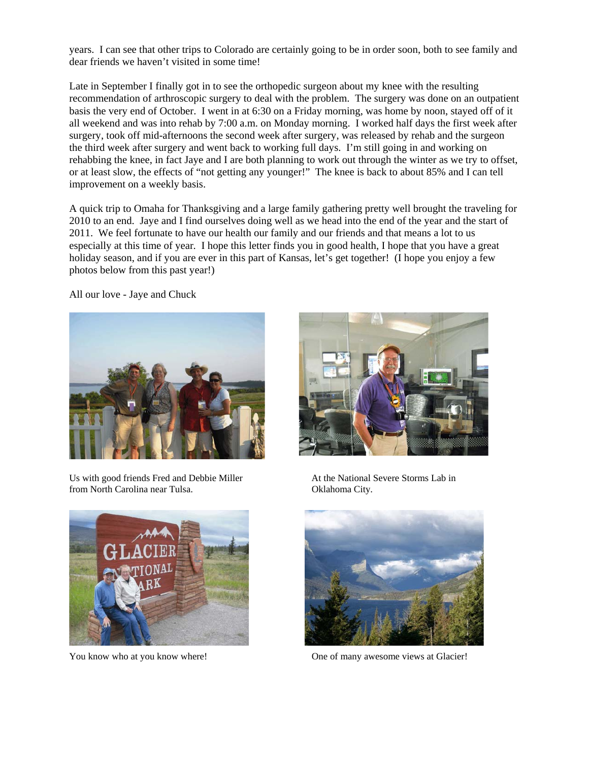years. I can see that other trips to Colorado are certainly going to be in order soon, both to see family and dear friends we haven't visited in some time!

Late in September I finally got in to see the orthopedic surgeon about my knee with the resulting recommendation of arthroscopic surgery to deal with the problem. The surgery was done on an outpatient basis the very end of October. I went in at 6:30 on a Friday morning, was home by noon, stayed off of it all weekend and was into rehab by 7:00 a.m. on Monday morning. I worked half days the first week after surgery, took off mid-afternoons the second week after surgery, was released by rehab and the surgeon the third week after surgery and went back to working full days. I'm still going in and working on rehabbing the knee, in fact Jaye and I are both planning to work out through the winter as we try to offset, or at least slow, the effects of "not getting any younger!" The knee is back to about 85% and I can tell improvement on a weekly basis.

A quick trip to Omaha for Thanksgiving and a large family gathering pretty well brought the traveling for 2010 to an end. Jaye and I find ourselves doing well as we head into the end of the year and the start of 2011. We feel fortunate to have our health our family and our friends and that means a lot to us especially at this time of year. I hope this letter finds you in good health, I hope that you have a great holiday season, and if you are ever in this part of Kansas, let's get together! (I hope you enjoy a few photos below from this past year!)

All our love - Jaye and Chuck

Us with good friends Fred and Debbie Miller from North Carolina near Tulsa.

At the National Severe Storms Lab in Oklahoma City.

You know who at you know where!

One of many awesome views at Glacier!